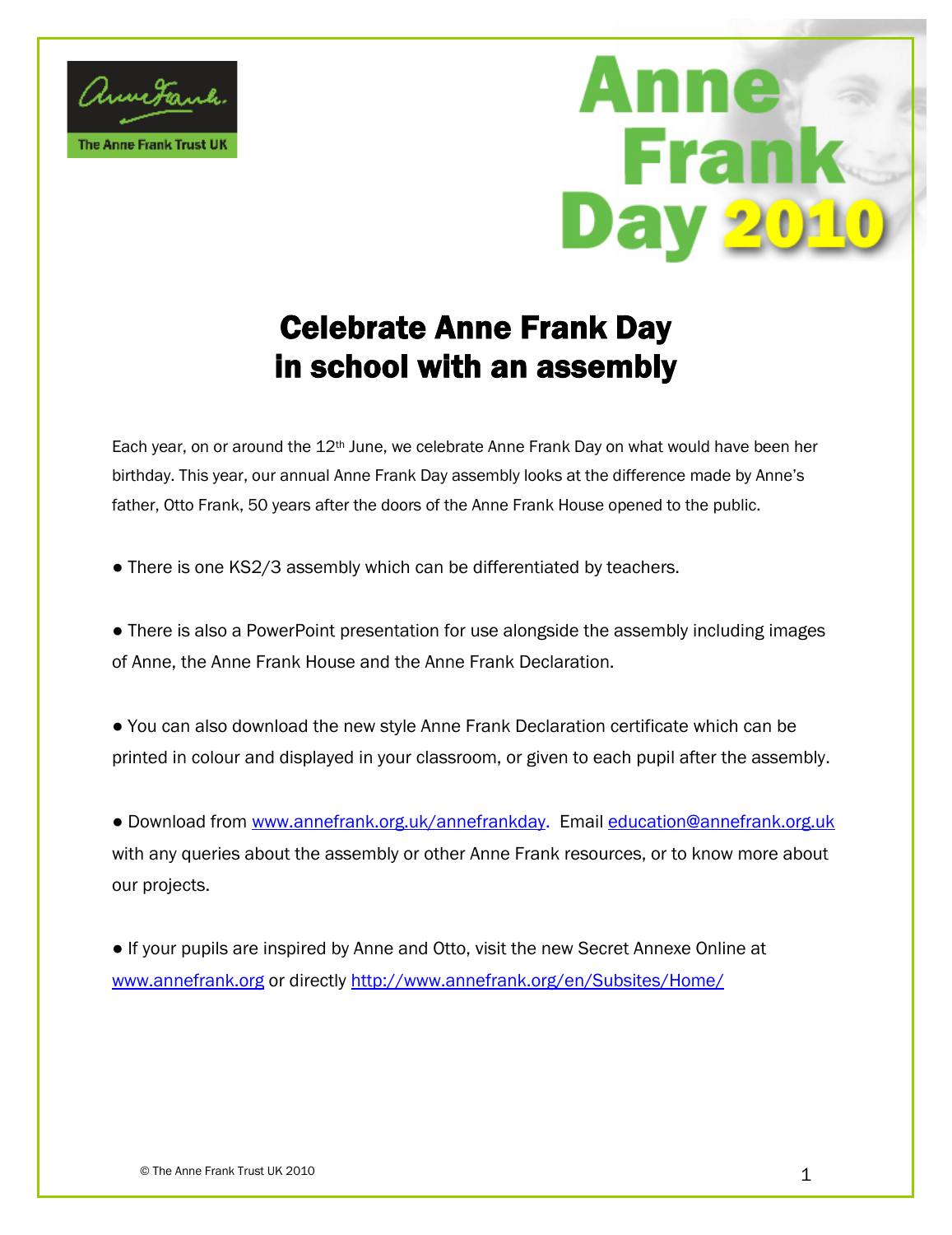The Anne Frank Trust UK

# Anne Frank Day 2010

## Celebrate Anne Frank Day in school with an assembly

Each year, on or around the 12th June, we celebrate Anne Frank Day on what would have been her birthday. This year, our annual Anne Frank Day assembly looks at the difference made by Anne's father, Otto Frank, 50 years after the doors of the Anne Frank House opened to the public.

- There is one KS2/3 assembly which can be differentiated by teachers.

- There is also a PowerPoint presentation for use alongside the assembly including images of Anne, the Anne Frank House and the Anne Frank Declaration.

- You can also download the new style Anne Frank Declaration certificate which can be printed in colour and displayed in your classroom, or given to each pupil after the assembly.

- Download from www.annefrank.org.uk/annefrankday. Email education@annefrank.org.uk with any queries about the assembly or other Anne Frank resources, or to know more about our projects.

- If your pupils are inspired by Anne and Otto, visit the new Secret Annexe Online at www.annefrank.org or directly http://www.annefrank.org/en/Subsites/Home/

© The Anne Frank Trust UK 2010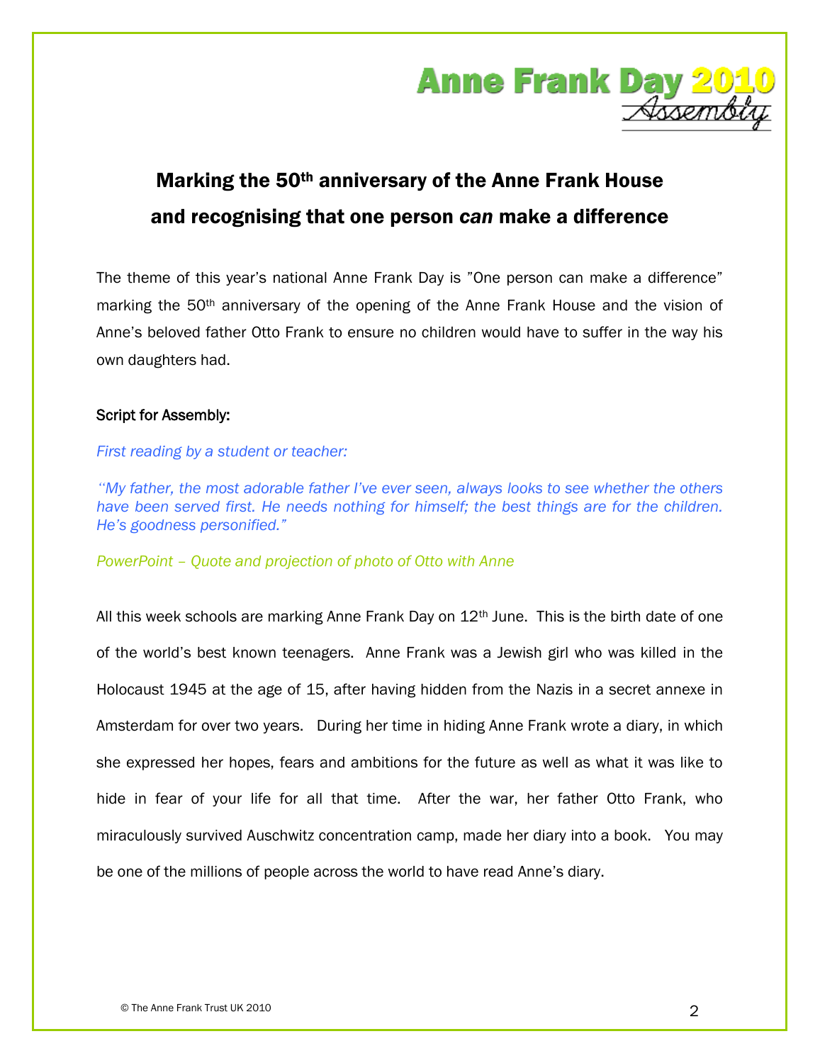# Marking the 50th anniversary of the Anne Frank House and recognising that one person *can* make a difference

The theme of this year's national Anne Frank Day is "One person can make a difference" marking the 50th anniversary of the opening of the Anne Frank House and the vision of Anne's beloved father Otto Frank to ensure no children would have to suffer in the way his own daughters had.

Script for Assembly:

*First reading by a student or teacher:*

*"My father, the most adorable father I've ever seen, always looks to see whether the others have been served first. He needs nothing for himself; the best things are for the children. He's goodness personified."*

*PowerPoint – Quote and projection of photo of Otto with Anne*

All this week schools are marking Anne Frank Day on 12th June. This is the birth date of one of the world's best known teenagers. Anne Frank was a Jewish girl who was killed in the Holocaust 1945 at the age of 15, after having hidden from the Nazis in a secret annexe in Amsterdam for over two years. During her time in hiding Anne Frank wrote a diary, in which she expressed her hopes, fears and ambitions for the future as well as what it was like to hide in fear of your life for all that time. After the war, her father Otto Frank, who miraculously survived Auschwitz concentration camp, made her diary into a book. You may be one of the millions of people across the world to have read Anne's diary.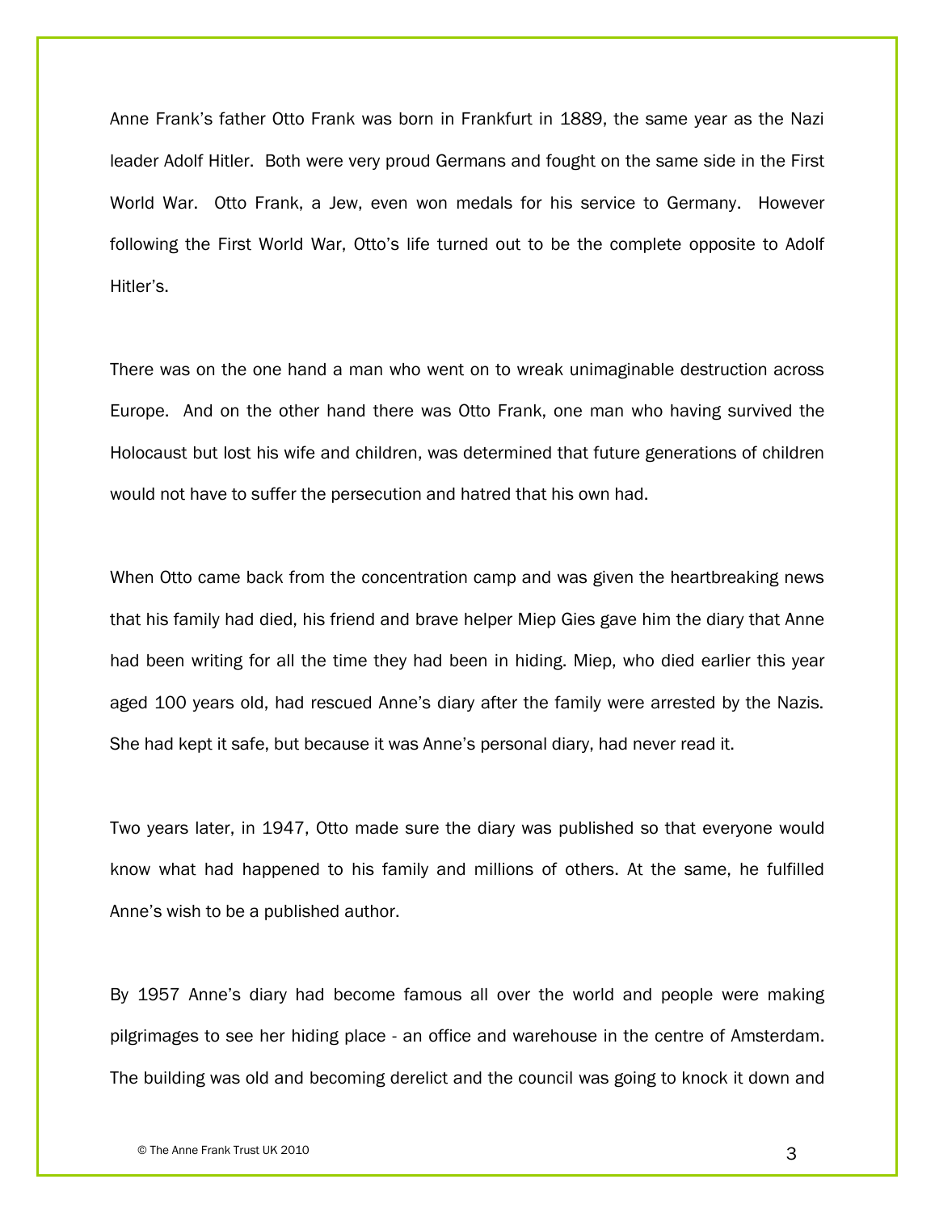Anne Frank's father Otto Frank was born in Frankfurt in 1889, the same year as the Nazi leader Adolf Hitler. Both were very proud Germans and fought on the same side in the First World War. Otto Frank, a Jew, even won medals for his service to Germany. However following the First World War, Otto's life turned out to be the complete opposite to Adolf Hitler's.

There was on the one hand a man who went on to wreak unimaginable destruction across Europe. And on the other hand there was Otto Frank, one man who having survived the Holocaust but lost his wife and children, was determined that future generations of children would not have to suffer the persecution and hatred that his own had.

When Otto came back from the concentration camp and was given the heartbreaking news that his family had died, his friend and brave helper Miep Gies gave him the diary that Anne had been writing for all the time they had been in hiding. Miep, who died earlier this year aged 100 years old, had rescued Anne's diary after the family were arrested by the Nazis. She had kept it safe, but because it was Anne's personal diary, had never read it.

Two years later, in 1947, Otto made sure the diary was published so that everyone would know what had happened to his family and millions of others. At the same, he fulfilled Anne's wish to be a published author.

By 1957 Anne's diary had become famous all over the world and people were making pilgrimages to see her hiding place - an office and warehouse in the centre of Amsterdam. The building was old and becoming derelict and the council was going to knock it down and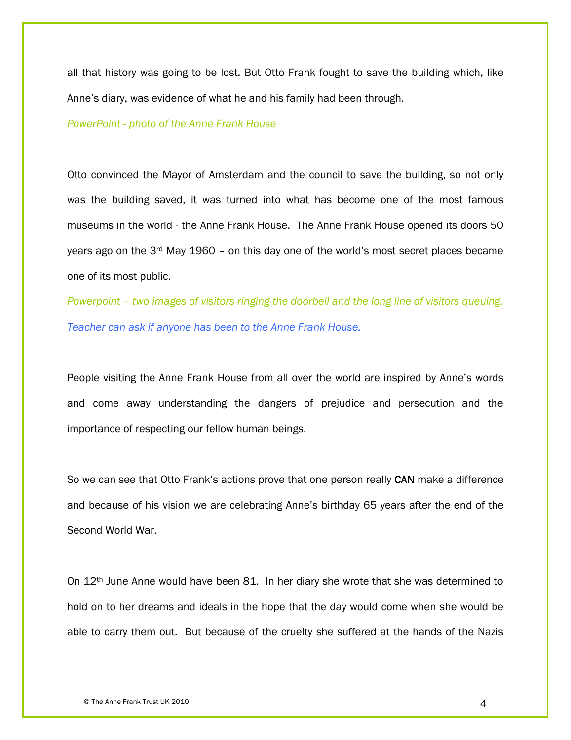all that history was going to be lost. But Otto Frank fought to save the building which, like Anne's diary, was evidence of what he and his family had been through.

*PowerPoint - photo of the Anne Frank House*

Otto convinced the Mayor of Amsterdam and the council to save the building, so not only was the building saved, it was turned into what has become one of the most famous museums in the world - the Anne Frank House. The Anne Frank House opened its doors 50 years ago on the 3rd May 1960 – on this day one of the world's most secret places became one of its most public.

*Powerpoint – two images of visitors ringing the doorbell and the long line of visitors queuing.*

*Teacher can ask if anyone has been to the Anne Frank House.*

People visiting the Anne Frank House from all over the world are inspired by Anne's words and come away understanding the dangers of prejudice and persecution and the importance of respecting our fellow human beings.

So we can see that Otto Frank's actions prove that one person really **CAN** make a difference and because of his vision we are celebrating Anne's birthday 65 years after the end of the Second World War.

On 12th June Anne would have been 81. In her diary she wrote that she was determined to hold on to her dreams and ideals in the hope that the day would come when she would be able to carry them out. But because of the cruelty she suffered at the hands of the Nazis

© The Anne Frank Trust UK 2010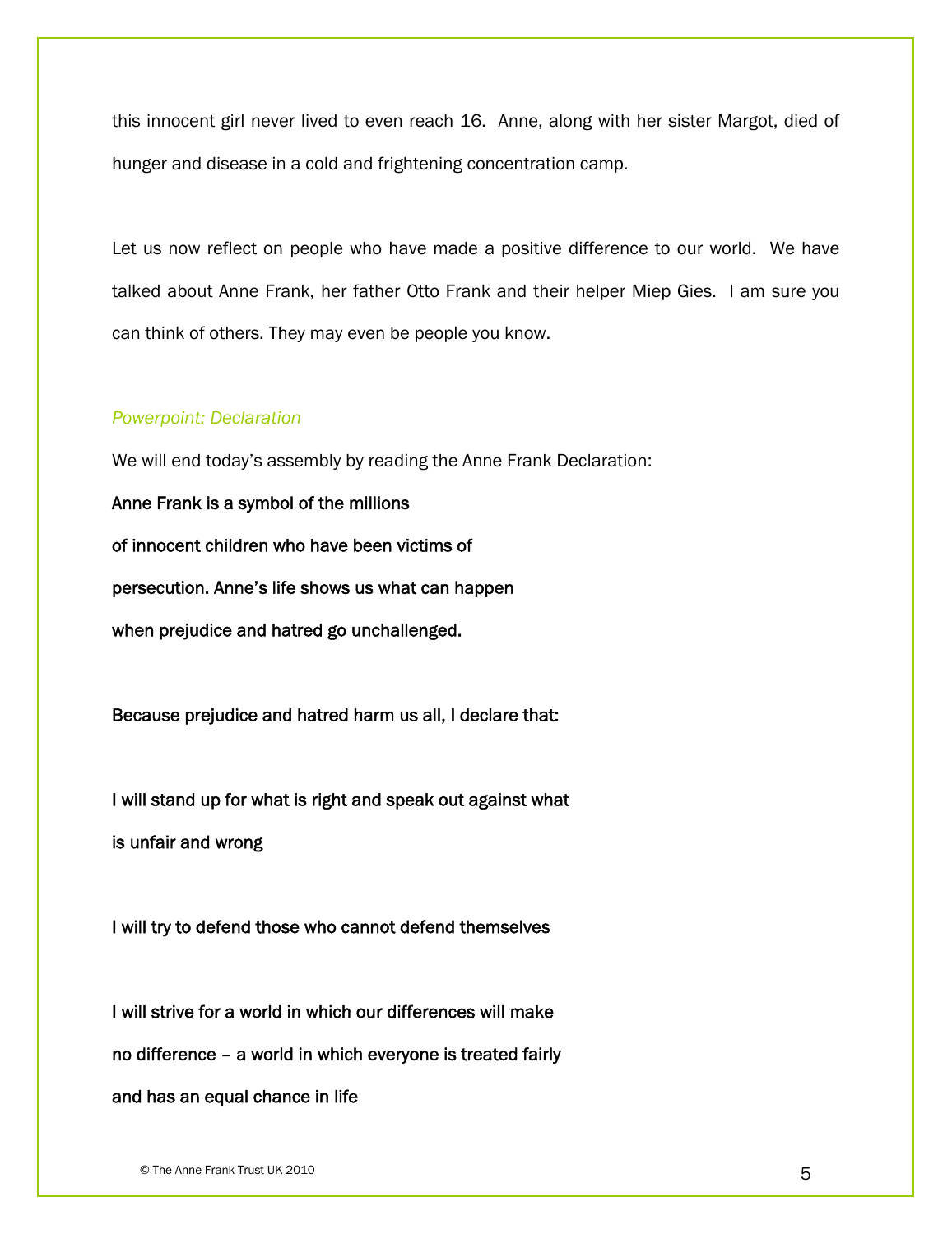this innocent girl never lived to even reach 16. Anne, along with her sister Margot, died of hunger and disease in a cold and frightening concentration camp.

Let us now reflect on people who have made a positive difference to our world. We have talked about Anne Frank, her father Otto Frank and their helper Miep Gies. I am sure you can think of others. They may even be people you know.

*Powerpoint: Declaration*

We will end today's assembly by reading the Anne Frank Declaration:

Anne Frank is a symbol of the millions
of innocent children who have been victims of
persecution. Anne's life shows us what can happen
when prejudice and hatred go unchallenged.

Because prejudice and hatred harm us all, I declare that:

I will stand up for what is right and speak out against what
is unfair and wrong

I will try to defend those who cannot defend themselves

I will strive for a world in which our differences will make
no difference – a world in which everyone is treated fairly
and has an equal chance in life

© The Anne Frank Trust UK 2010